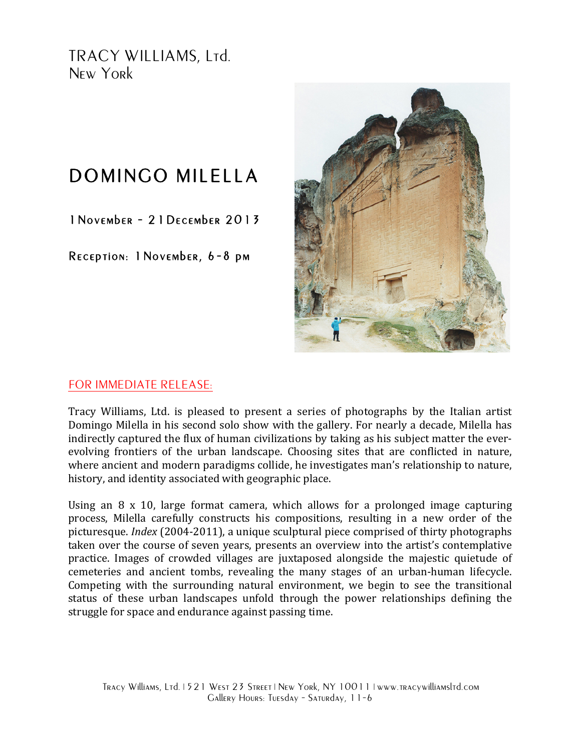TRACY WILLIAMS, Ltd.
New York

# DOMINGO MILELLA

1 November – 21 December 2013

Reception: 1 November, 6-8 pm

FOR IMMEDIATE RELEASE:

Tracy Williams, Ltd. is pleased to present a series of photographs by the Italian artist Domingo Milella in his second solo show with the gallery. For nearly a decade, Milella has indirectly captured the flux of human civilizations by taking as his subject matter the ever-evolving frontiers of the urban landscape. Choosing sites that are conflicted in nature, where ancient and modern paradigms collide, he investigates man's relationship to nature, history, and identity associated with geographic place.

Using an 8 x 10, large format camera, which allows for a prolonged image capturing process, Milella carefully constructs his compositions, resulting in a new order of the picturesque. *Index* (2004-2011), a unique sculptural piece comprised of thirty photographs taken over the course of seven years, presents an overview into the artist's contemplative practice. Images of crowded villages are juxtaposed alongside the majestic quietude of cemeteries and ancient tombs, revealing the many stages of an urban-human lifecycle. Competing with the surrounding natural environment, we begin to see the transitional status of these urban landscapes unfold through the power relationships defining the struggle for space and endurance against passing time.

Tracy Williams, Ltd. | 521 West 23 Street | New York, NY 10011 | www.tracywilliamsltd.com
Gallery Hours: Tuesday – Saturday, 11-6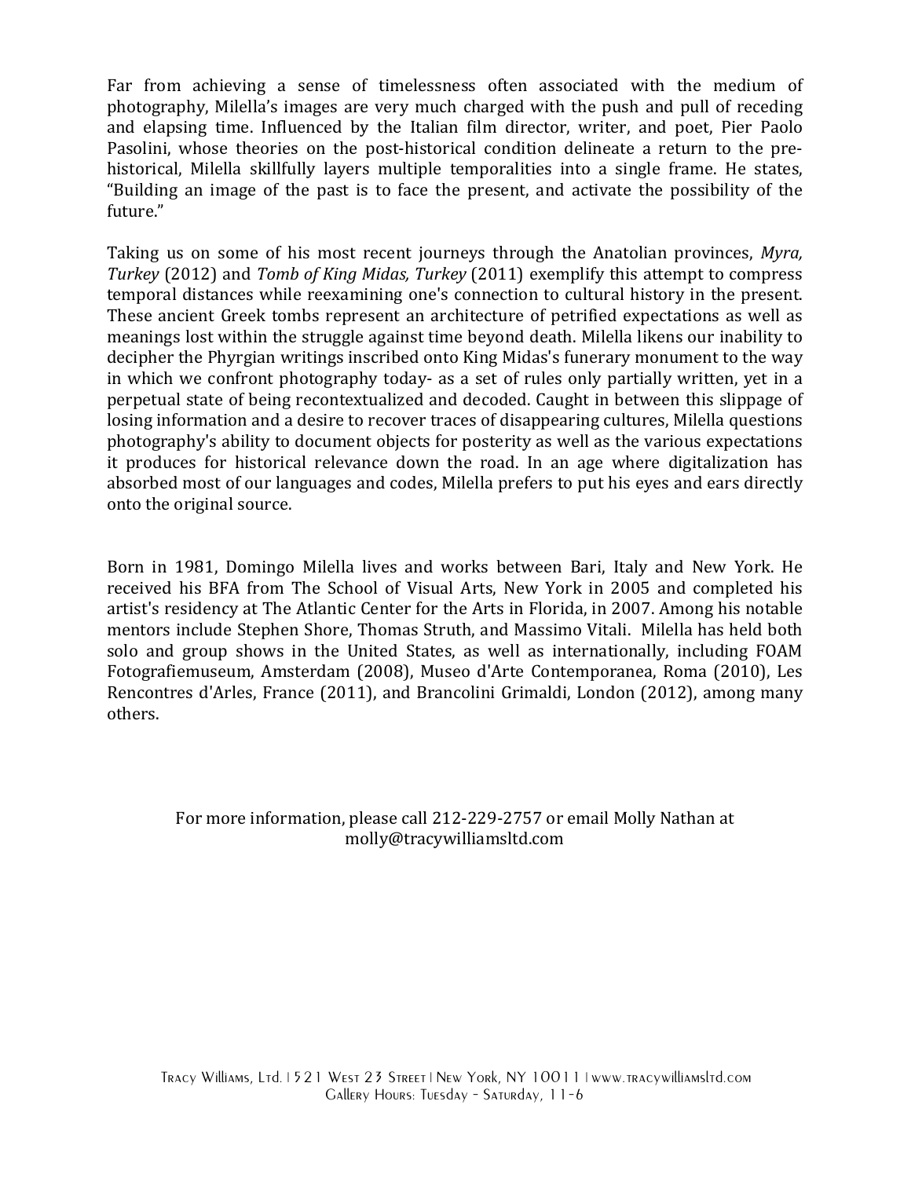Far from achieving a sense of timelessness often associated with the medium of photography, Milella's images are very much charged with the push and pull of receding and elapsing time. Influenced by the Italian film director, writer, and poet, Pier Paolo Pasolini, whose theories on the post-historical condition delineate a return to the pre-historical, Milella skillfully layers multiple temporalities into a single frame. He states, "Building an image of the past is to face the present, and activate the possibility of the future."

Taking us on some of his most recent journeys through the Anatolian provinces, *Myra, Turkey* (2012) and *Tomb of King Midas, Turkey* (2011) exemplify this attempt to compress temporal distances while reexamining one's connection to cultural history in the present. These ancient Greek tombs represent an architecture of petrified expectations as well as meanings lost within the struggle against time beyond death. Milella likens our inability to decipher the Phyrgian writings inscribed onto King Midas's funerary monument to the way in which we confront photography today- as a set of rules only partially written, yet in a perpetual state of being recontextualized and decoded. Caught in between this slippage of losing information and a desire to recover traces of disappearing cultures, Milella questions photography's ability to document objects for posterity as well as the various expectations it produces for historical relevance down the road. In an age where digitalization has absorbed most of our languages and codes, Milella prefers to put his eyes and ears directly onto the original source.

Born in 1981, Domingo Milella lives and works between Bari, Italy and New York. He received his BFA from The School of Visual Arts, New York in 2005 and completed his artist's residency at The Atlantic Center for the Arts in Florida, in 2007. Among his notable mentors include Stephen Shore, Thomas Struth, and Massimo Vitali. Milella has held both solo and group shows in the United States, as well as internationally, including FOAM Fotografiemuseum, Amsterdam (2008), Museo d'Arte Contemporanea, Roma (2010), Les Rencontres d'Arles, France (2011), and Brancolini Grimaldi, London (2012), among many others.

For more information, please call 212-229-2757 or email Molly Nathan at molly@tracywilliamsltd.com

Tracy Williams, Ltd. | 521 West 23 Street | New York, NY 10011 | www.tracywilliamsltd.com
Gallery Hours: Tuesday - Saturday, 11-6